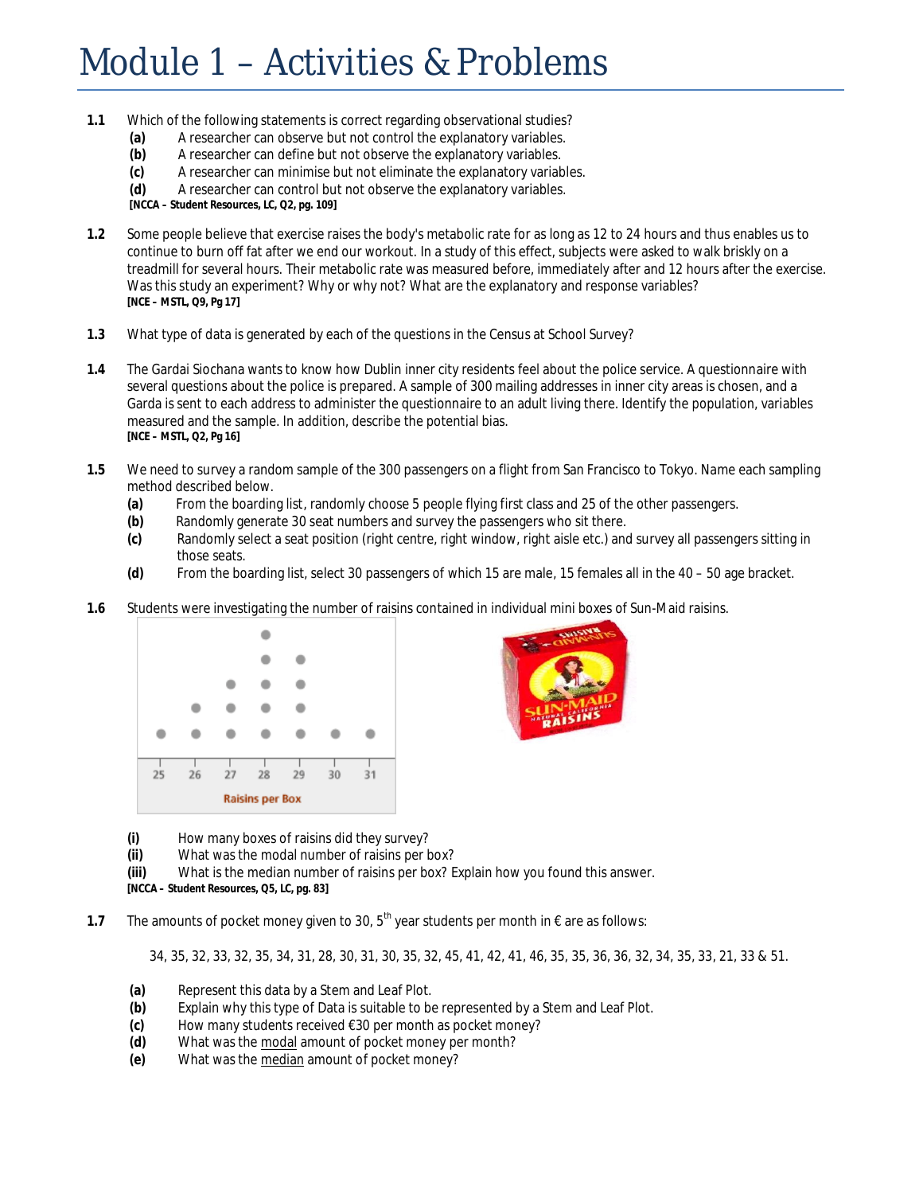# Module 1 – Activities & Problems

**1.1** Which of the following statements is correct regarding observational studies?

- **(a)** A researcher can observe but not control the explanatory variables.
- **(b)** A researcher can define but not observe the explanatory variables.
- **(c)** A researcher can minimise but not eliminate the explanatory variables.
- **(d)** A researcher can control but not observe the explanatory variables.

**[NCCA – Student Resources, LC, Q2, pg. 109]**

**1.2** Some people believe that exercise raises the body's metabolic rate for as long as 12 to 24 hours and thus enables us to continue to burn off fat after we end our workout. In a study of this effect, subjects were asked to walk briskly on a treadmill for several hours. Their metabolic rate was measured before, immediately after and 12 hours after the exercise. Was this study an experiment? Why or why not? What are the explanatory and response variables?

**[NCE – MSTL, Q9, Pg 17]**

**1.3** What type of data is generated by each of the questions in the Census at School Survey?

**1.4** The Gardai Siochana wants to know how Dublin inner city residents feel about the police service. A questionnaire with several questions about the police is prepared. A sample of 300 mailing addresses in inner city areas is chosen, and a Garda is sent to each address to administer the questionnaire to an adult living there. Identify the population, variables measured and the sample. In addition, describe the potential bias.

**[NCE – MSTL, Q2, Pg 16]**

**1.5** We need to survey a random sample of the 300 passengers on a flight from San Francisco to Tokyo. Name each sampling method described below.

- **(a)** From the boarding list, randomly choose 5 people flying first class and 25 of the other passengers.
- **(b)** Randomly generate 30 seat numbers and survey the passengers who sit there.
- **(c)** Randomly select a seat position (right centre, right window, right aisle etc.) and survey all passengers sitting in those seats.
- **(d)** From the boarding list, select 30 passengers of which 15 are male, 15 females all in the 40 – 50 age bracket.

**1.6** Students were investigating the number of raisins contained in individual mini boxes of Sun-Maid raisins.

| Raisins per Box | 25 | 26 | 27 | 28 | 29 | 30 | 31 |
|---|---|---|---|---|---|---|---|
| Number of dots | 1 | 2 | 3 | 5 | 4 | 1 | 1 |

- **(i)** How many boxes of raisins did they survey?
- **(ii)** What was the modal number of raisins per box?
- **(iii)** What is the median number of raisins per box? Explain how you found this answer.

**[NCCA – Student Resources, Q5, LC, pg. 83]**

**1.7** The amounts of pocket money given to 30, 5th year students per month in € are as follows:

34, 35, 32, 33, 32, 35, 34, 31, 28, 30, 31, 30, 35, 32, 45, 41, 42, 41, 46, 35, 35, 36, 36, 32, 34, 35, 33, 21, 33 & 51.

- **(a)** Represent this data by a Stem and Leaf Plot.
- **(b)** Explain why this type of Data is suitable to be represented by a Stem and Leaf Plot.
- **(c)** How many students received €30 per month as pocket money?
- **(d)** What was the <u>modal</u> amount of pocket money per month?
- **(e)** What was the <u>median</u> amount of pocket money?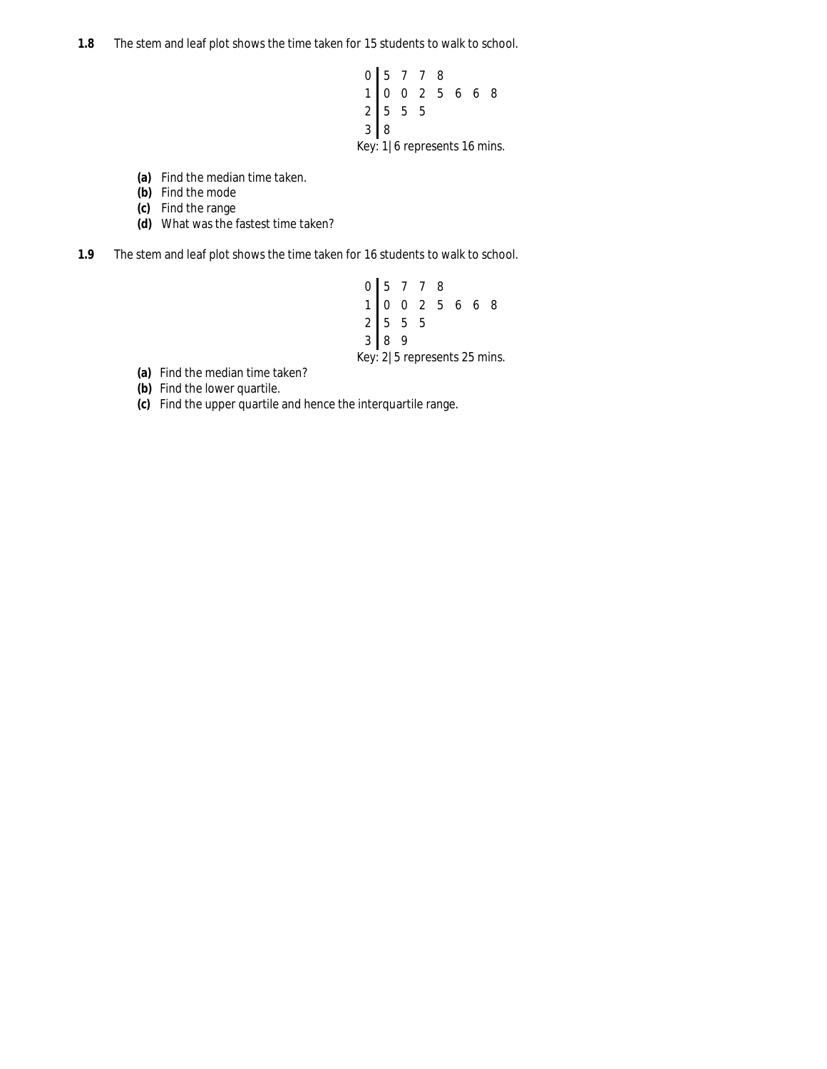**1.8** The stem and leaf plot shows the time taken for 15 students to walk to school.

| | |
|---|---|
| 0 | 5 7 7 8 |
| 1 | 0 0 2 5 6 6 8 |
| 2 | 5 5 5 |
| 3 | 8 |

Key: 1| 6 represents 16 mins.

**(a)** Find the median time taken.
**(b)** Find the mode
**(c)** Find the range
**(d)** What was the fastest time taken?

**1.9** The stem and leaf plot shows the time taken for 16 students to walk to school.

| | |
|---|---|
| 0 | 5 7 7 8 |
| 1 | 0 0 2 5 6 6 8 |
| 2 | 5 5 5 |
| 3 | 8 9 |

Key: 2| 5 represents 25 mins.

**(a)** Find the median time taken?
**(b)** Find the lower quartile.
**(c)** Find the upper quartile and hence the interquartile range.